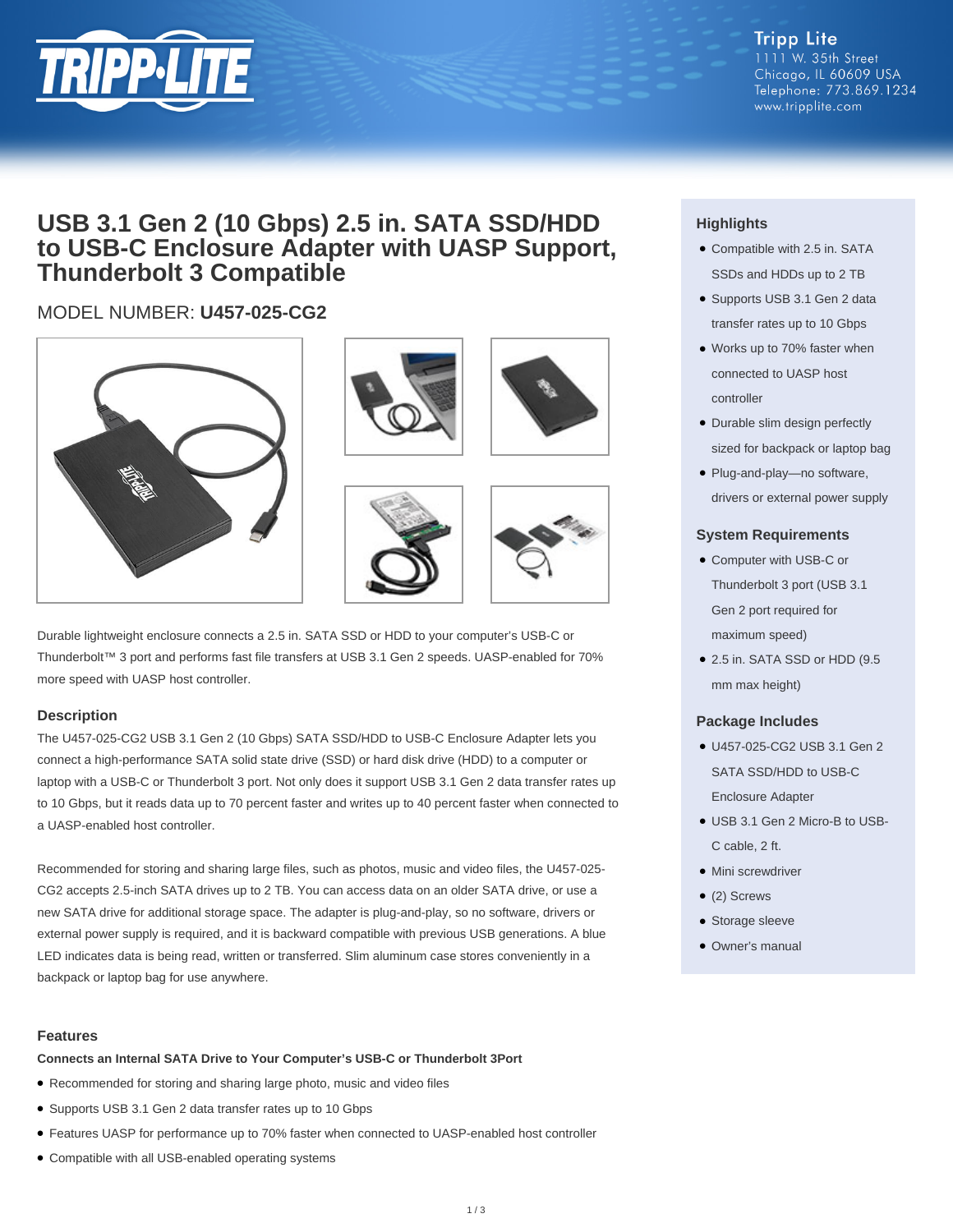Tripp Lite
1111 W. 35th Street
Chicago, IL 60609 USA
Telephone: 773.869.1234
www.tripplite.com

# USB 3.1 Gen 2 (10 Gbps) 2.5 in. SATA SSD/HDD to USB-C Enclosure Adapter with UASP Support, Thunderbolt 3 Compatible

MODEL NUMBER: **U457-025-CG2**

Durable lightweight enclosure connects a 2.5 in. SATA SSD or HDD to your computer's USB-C or Thunderbolt™ 3 port and performs fast file transfers at USB 3.1 Gen 2 speeds. UASP-enabled for 70% more speed with UASP host controller.

## Description

The U457-025-CG2 USB 3.1 Gen 2 (10 Gbps) SATA SSD/HDD to USB-C Enclosure Adapter lets you connect a high-performance SATA solid state drive (SSD) or hard disk drive (HDD) to a computer or laptop with a USB-C or Thunderbolt 3 port. Not only does it support USB 3.1 Gen 2 data transfer rates up to 10 Gbps, but it reads data up to 70 percent faster and writes up to 40 percent faster when connected to a UASP-enabled host controller.

Recommended for storing and sharing large files, such as photos, music and video files, the U457-025-CG2 accepts 2.5-inch SATA drives up to 2 TB. You can access data on an older SATA drive, or use a new SATA drive for additional storage space. The adapter is plug-and-play, so no software, drivers or external power supply is required, and it is backward compatible with previous USB generations. A blue LED indicates data is being read, written or transferred. Slim aluminum case stores conveniently in a backpack or laptop bag for use anywhere.

## Features

**Connects an Internal SATA Drive to Your Computer's USB-C or Thunderbolt 3Port**

- Recommended for storing and sharing large photo, music and video files
- Supports USB 3.1 Gen 2 data transfer rates up to 10 Gbps
- Features UASP for performance up to 70% faster when connected to UASP-enabled host controller
- Compatible with all USB-enabled operating systems

## Highlights

- Compatible with 2.5 in. SATA SSDs and HDDs up to 2 TB
- Supports USB 3.1 Gen 2 data transfer rates up to 10 Gbps
- Works up to 70% faster when connected to UASP host controller
- Durable slim design perfectly sized for backpack or laptop bag
- Plug-and-play—no software, drivers or external power supply

## System Requirements

- Computer with USB-C or Thunderbolt 3 port (USB 3.1 Gen 2 port required for maximum speed)
- 2.5 in. SATA SSD or HDD (9.5 mm max height)

## Package Includes

- U457-025-CG2 USB 3.1 Gen 2 SATA SSD/HDD to USB-C Enclosure Adapter
- USB 3.1 Gen 2 Micro-B to USB-C cable, 2 ft.
- Mini screwdriver
- (2) Screws
- Storage sleeve
- Owner's manual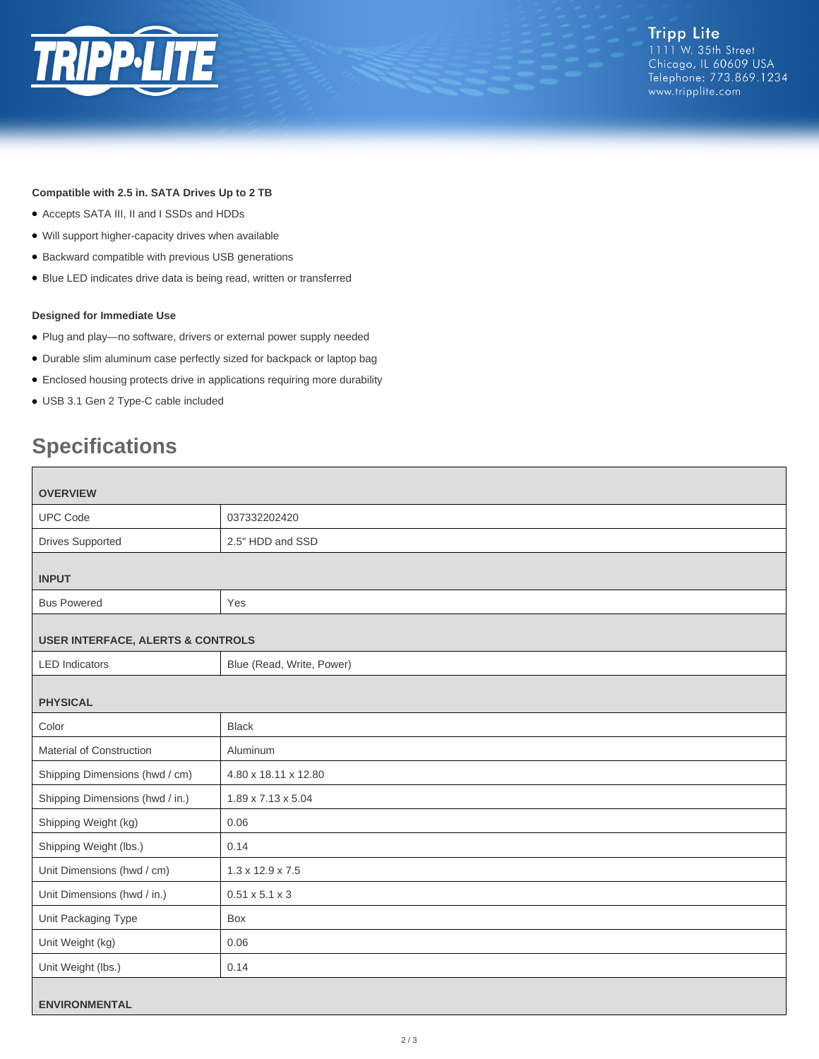**Compatible with 2.5 in. SATA Drives Up to 2 TB**

- Accepts SATA III, II and I SSDs and HDDs
- Will support higher-capacity drives when available
- Backward compatible with previous USB generations
- Blue LED indicates drive data is being read, written or transferred

**Designed for Immediate Use**

- Plug and play—no software, drivers or external power supply needed
- Durable slim aluminum case perfectly sized for backpack or laptop bag
- Enclosed housing protects drive in applications requiring more durability
- USB 3.1 Gen 2 Type-C cable included

## Specifications

| OVERVIEW | |
|---|---|
| UPC Code | 037332202420 |
| Drives Supported | 2.5" HDD and SSD |
| **INPUT** | |
| Bus Powered | Yes |
| **USER INTERFACE, ALERTS & CONTROLS** | |
| LED Indicators | Blue (Read, Write, Power) |
| **PHYSICAL** | |
| Color | Black |
| Material of Construction | Aluminum |
| Shipping Dimensions (hwd / cm) | 4.80 x 18.11 x 12.80 |
| Shipping Dimensions (hwd / in.) | 1.89 x 7.13 x 5.04 |
| Shipping Weight (kg) | 0.06 |
| Shipping Weight (lbs.) | 0.14 |
| Unit Dimensions (hwd / cm) | 1.3 x 12.9 x 7.5 |
| Unit Dimensions (hwd / in.) | 0.51 x 5.1 x 3 |
| Unit Packaging Type | Box |
| Unit Weight (kg) | 0.06 |
| Unit Weight (lbs.) | 0.14 |
| **ENVIRONMENTAL** | |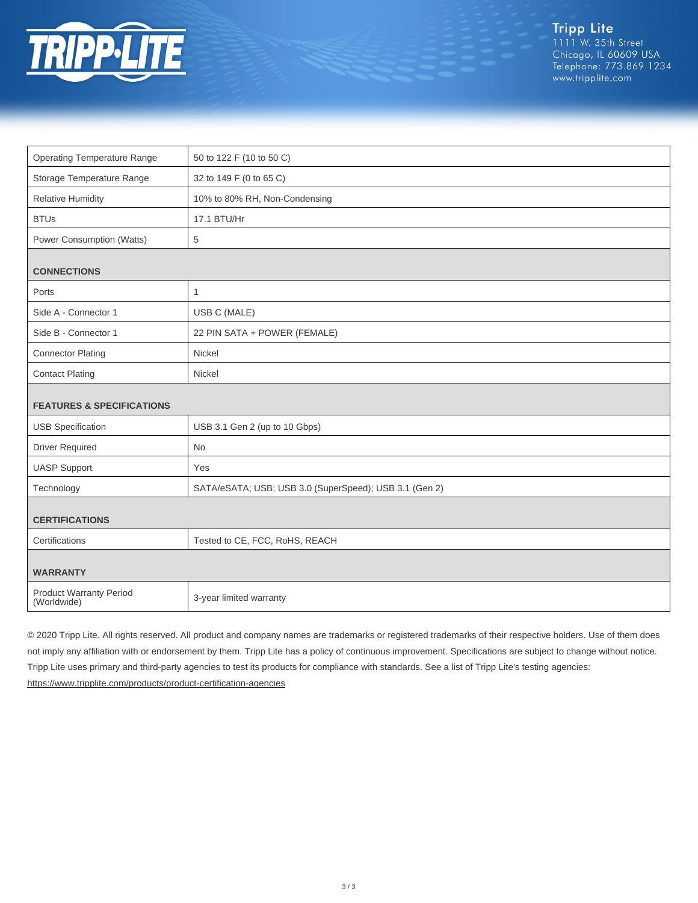| | |
|---|---|
| Operating Temperature Range | 50 to 122 F (10 to 50 C) |
| Storage Temperature Range | 32 to 149 F (0 to 65 C) |
| Relative Humidity | 10% to 80% RH, Non-Condensing |
| BTUs | 17.1 BTU/Hr |
| Power Consumption (Watts) | 5 |
| **CONNECTIONS** | |
| Ports | 1 |
| Side A - Connector 1 | USB C (MALE) |
| Side B - Connector 1 | 22 PIN SATA + POWER (FEMALE) |
| Connector Plating | Nickel |
| Contact Plating | Nickel |
| **FEATURES & SPECIFICATIONS** | |
| USB Specification | USB 3.1 Gen 2 (up to 10 Gbps) |
| Driver Required | No |
| UASP Support | Yes |
| Technology | SATA/eSATA; USB; USB 3.0 (SuperSpeed); USB 3.1 (Gen 2) |
| **CERTIFICATIONS** | |
| Certifications | Tested to CE, FCC, RoHS, REACH |
| **WARRANTY** | |
| Product Warranty Period (Worldwide) | 3-year limited warranty |

© 2020 Tripp Lite. All rights reserved. All product and company names are trademarks or registered trademarks of their respective holders. Use of them does not imply any affiliation with or endorsement by them. Tripp Lite has a policy of continuous improvement. Specifications are subject to change without notice. Tripp Lite uses primary and third-party agencies to test its products for compliance with standards. See a list of Tripp Lite's testing agencies: https://www.tripplite.com/products/product-certification-agencies